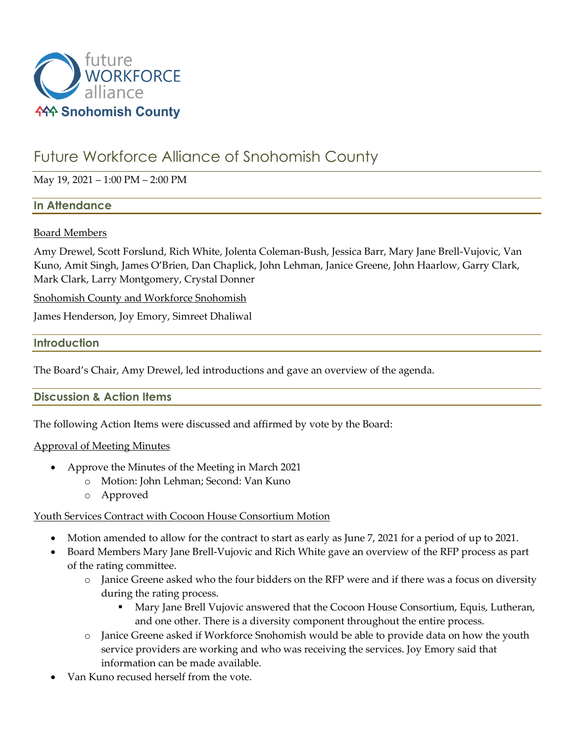# Future Workforce Alliance of Snohomish County

May 19, 2021 – 1:00 PM – 2:00 PM

## In Attendance

Board Members

Amy Drewel, Scott Forslund, Rich White, Jolenta Coleman-Bush, Jessica Barr, Mary Jane Brell-Vujovic, Van Kuno, Amit Singh, James O'Brien, Dan Chaplick, John Lehman, Janice Greene, John Haarlow, Garry Clark, Mark Clark, Larry Montgomery, Crystal Donner

Snohomish County and Workforce Snohomish

James Henderson, Joy Emory, Simreet Dhaliwal

## Introduction

The Board's Chair, Amy Drewel, led introductions and gave an overview of the agenda.

## Discussion & Action Items

The following Action Items were discussed and affirmed by vote by the Board:

Approval of Meeting Minutes

- Approve the Minutes of the Meeting in March 2021
    - Motion: John Lehman; Second: Van Kuno
    - Approved

Youth Services Contract with Cocoon House Consortium Motion

- Motion amended to allow for the contract to start as early as June 7, 2021 for a period of up to 2021.
- Board Members Mary Jane Brell-Vujovic and Rich White gave an overview of the RFP process as part of the rating committee.
    - Janice Greene asked who the four bidders on the RFP were and if there was a focus on diversity during the rating process.
        - Mary Jane Brell Vujovic answered that the Cocoon House Consortium, Equis, Lutheran, and one other. There is a diversity component throughout the entire process.
    - Janice Greene asked if Workforce Snohomish would be able to provide data on how the youth service providers are working and who was receiving the services. Joy Emory said that information can be made available.
- Van Kuno recused herself from the vote.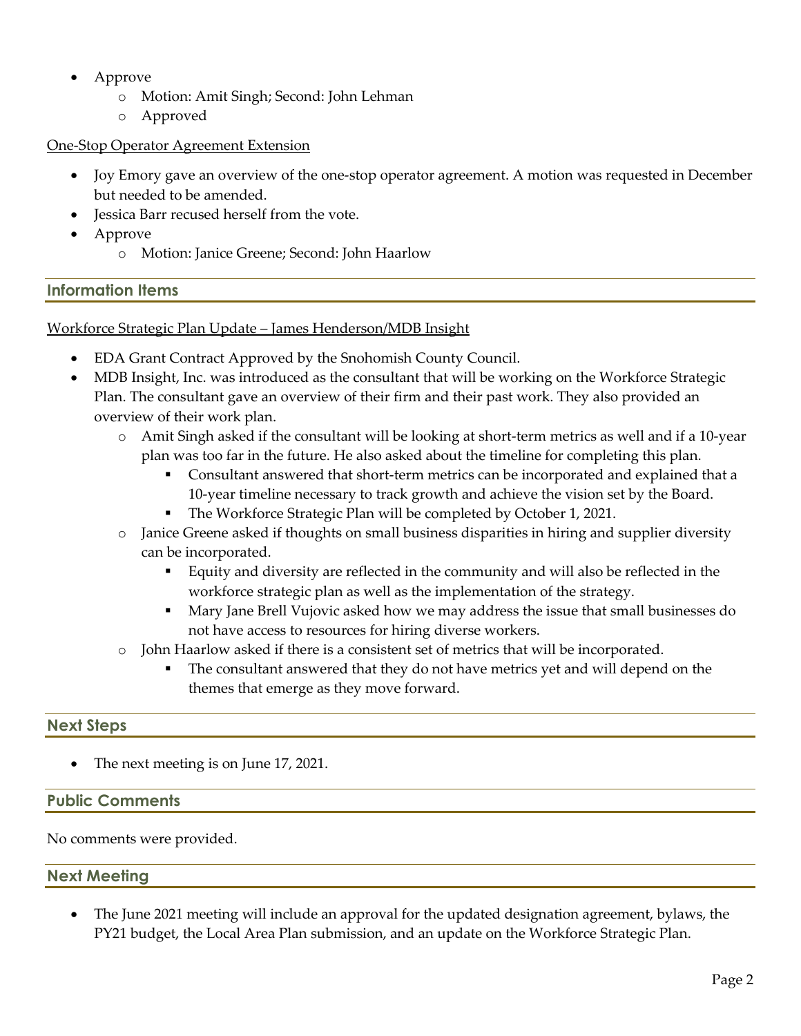- Approve
  - Motion: Amit Singh; Second: John Lehman
  - Approved

One-Stop Operator Agreement Extension

- Joy Emory gave an overview of the one-stop operator agreement. A motion was requested in December but needed to be amended.
- Jessica Barr recused herself from the vote.
- Approve
  - Motion: Janice Greene; Second: John Haarlow

## Information Items

Workforce Strategic Plan Update – James Henderson/MDB Insight

- EDA Grant Contract Approved by the Snohomish County Council.
- MDB Insight, Inc. was introduced as the consultant that will be working on the Workforce Strategic Plan. The consultant gave an overview of their firm and their past work. They also provided an overview of their work plan.
  - Amit Singh asked if the consultant will be looking at short-term metrics as well and if a 10-year plan was too far in the future. He also asked about the timeline for completing this plan.
    - Consultant answered that short-term metrics can be incorporated and explained that a 10-year timeline necessary to track growth and achieve the vision set by the Board.
    - The Workforce Strategic Plan will be completed by October 1, 2021.
  - Janice Greene asked if thoughts on small business disparities in hiring and supplier diversity can be incorporated.
    - Equity and diversity are reflected in the community and will also be reflected in the workforce strategic plan as well as the implementation of the strategy.
    - Mary Jane Brell Vujovic asked how we may address the issue that small businesses do not have access to resources for hiring diverse workers.
  - John Haarlow asked if there is a consistent set of metrics that will be incorporated.
    - The consultant answered that they do not have metrics yet and will depend on the themes that emerge as they move forward.

## Next Steps

- The next meeting is on June 17, 2021.

## Public Comments

No comments were provided.

## Next Meeting

- The June 2021 meeting will include an approval for the updated designation agreement, bylaws, the PY21 budget, the Local Area Plan submission, and an update on the Workforce Strategic Plan.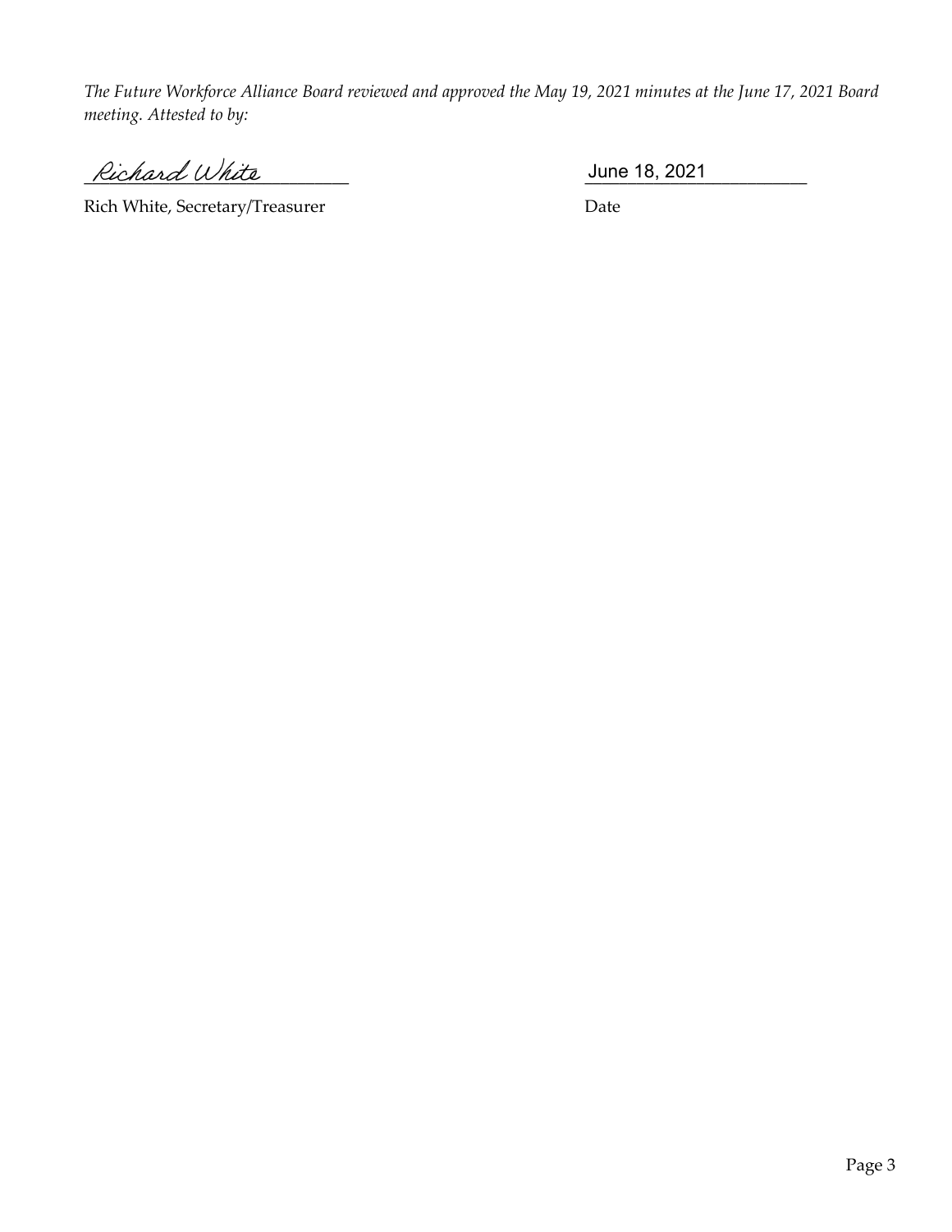*The Future Workforce Alliance Board reviewed and approved the May 19, 2021 minutes at the June 17, 2021 Board meeting. Attested to by:*

Richard White ______________________ June 18, 2021 ______________________

Rich White, Secretary/Treasurer Date